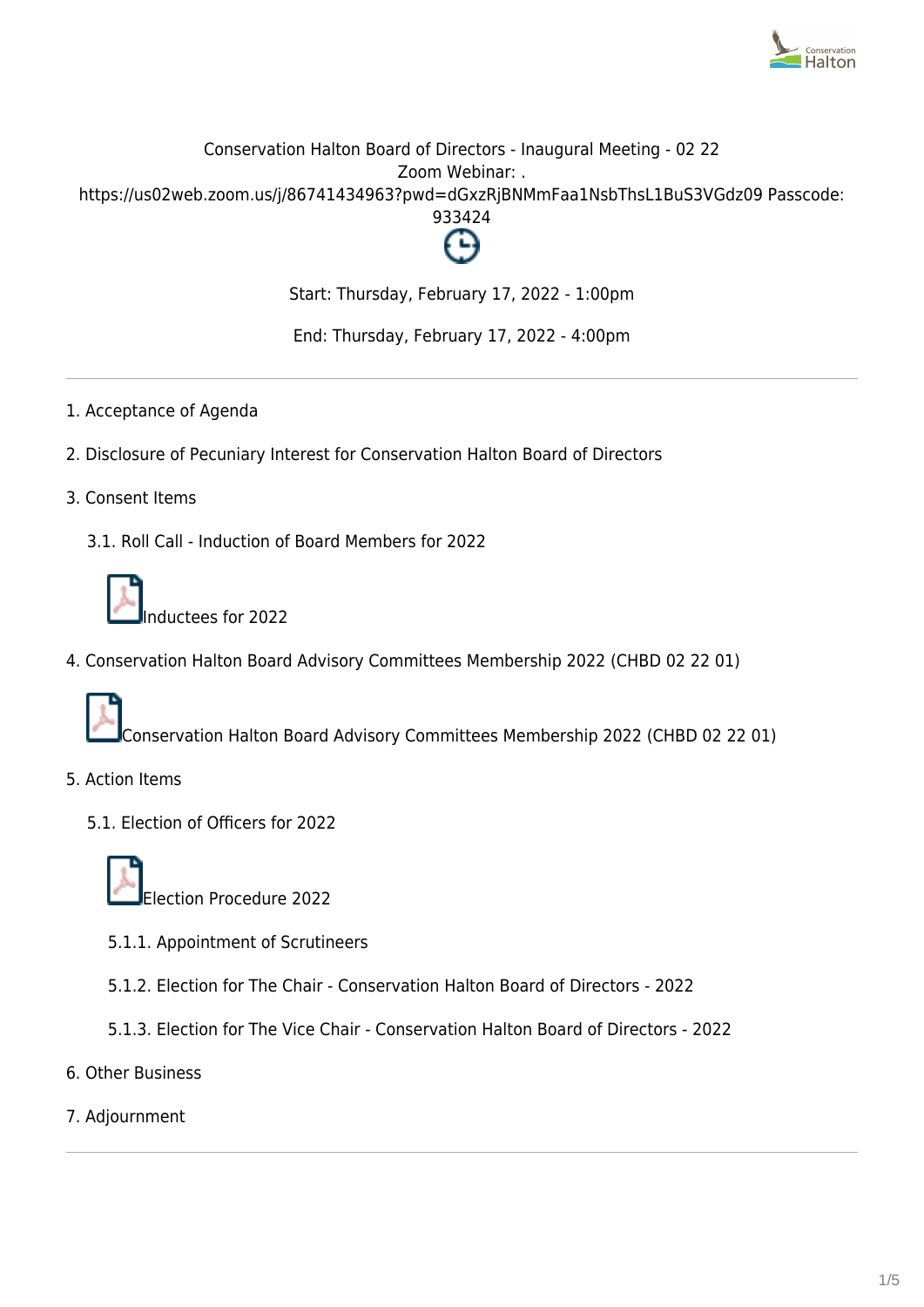Conservation Halton Board of Directors - Inaugural Meeting - 02 22
Zoom Webinar: .
https://us02web.zoom.us/j/86741434963?pwd=dGxzRjBNMmFaa1NsbThsL1BuS3VGdz09 Passcode: 933424

Start: Thursday, February 17, 2022 - 1:00pm

End: Thursday, February 17, 2022 - 4:00pm

---

1. Acceptance of Agenda
2. Disclosure of Pecuniary Interest for Conservation Halton Board of Directors
3. Consent Items
   - 3.1. Roll Call - Induction of Board Members for 2022

     Inductees for 2022
4. Conservation Halton Board Advisory Committees Membership 2022 (CHBD 02 22 01)

   Conservation Halton Board Advisory Committees Membership 2022 (CHBD 02 22 01)
5. Action Items
   - 5.1. Election of Officers for 2022

     Election Procedure 2022
     - 5.1.1. Appointment of Scrutineers
     - 5.1.2. Election for The Chair - Conservation Halton Board of Directors - 2022
     - 5.1.3. Election for The Vice Chair - Conservation Halton Board of Directors - 2022
6. Other Business
7. Adjournment

---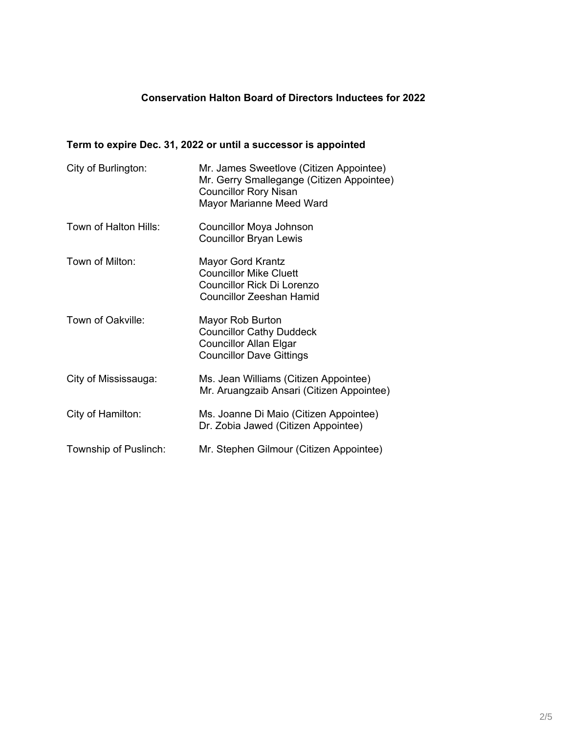## Conservation Halton Board of Directors Inductees for 2022

**Term to expire Dec. 31, 2022 or until a successor is appointed**

| | |
|---|---|
| City of Burlington: | Mr. James Sweetlove (Citizen Appointee)<br>Mr. Gerry Smallegange (Citizen Appointee)<br>Councillor Rory Nisan<br>Mayor Marianne Meed Ward |
| Town of Halton Hills: | Councillor Moya Johnson<br>Councillor Bryan Lewis |
| Town of Milton: | Mayor Gord Krantz<br>Councillor Mike Cluett<br>Councillor Rick Di Lorenzo<br>Councillor Zeeshan Hamid |
| Town of Oakville: | Mayor Rob Burton<br>Councillor Cathy Duddeck<br>Councillor Allan Elgar<br>Councillor Dave Gittings |
| City of Mississauga: | Ms. Jean Williams (Citizen Appointee)<br>Mr. Aruangzaib Ansari (Citizen Appointee) |
| City of Hamilton: | Ms. Joanne Di Maio (Citizen Appointee)<br>Dr. Zobia Jawed (Citizen Appointee) |
| Township of Puslinch: | Mr. Stephen Gilmour (Citizen Appointee) |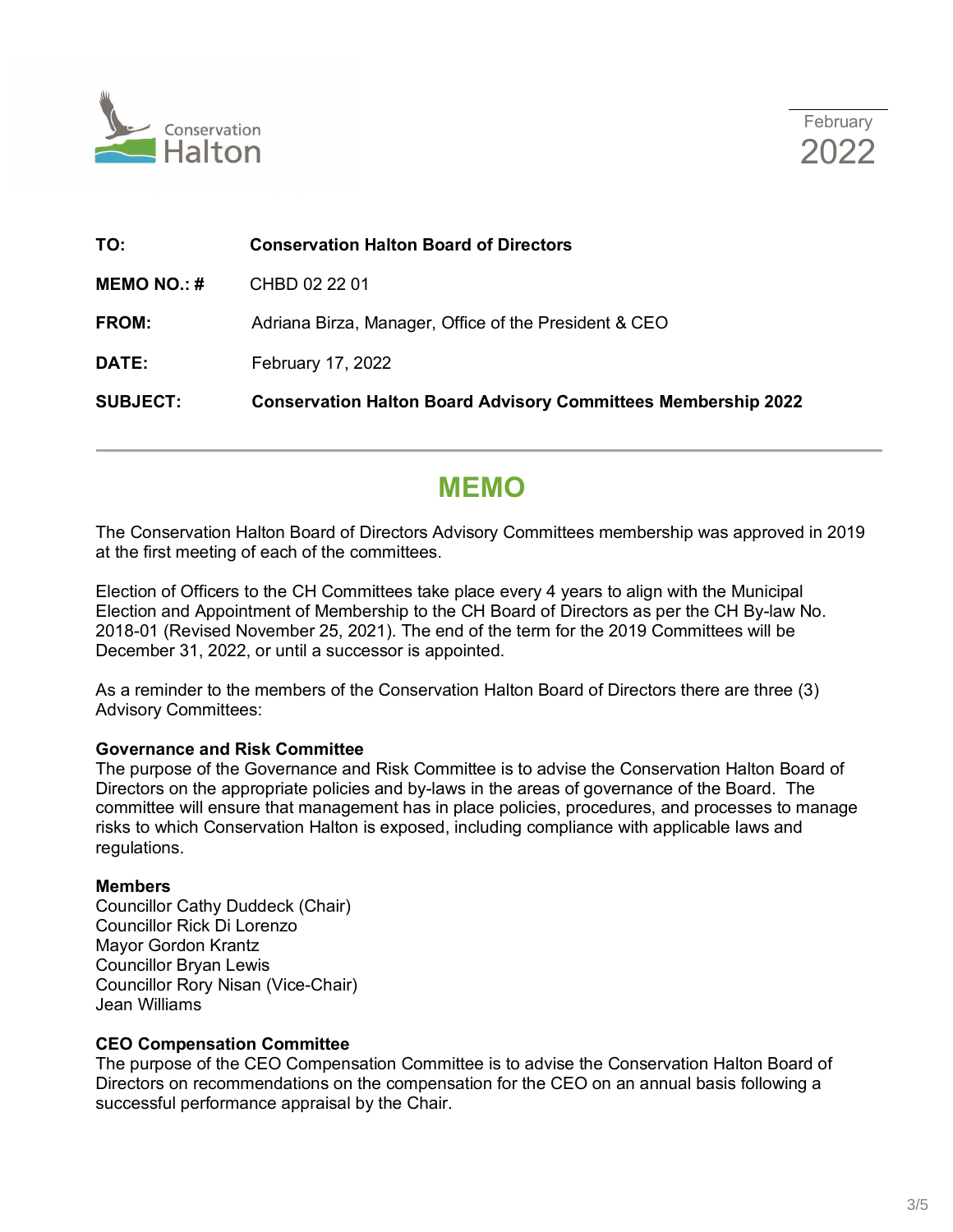Conservation Halton

February 2022

| | |
|---|---|
| **TO:** | **Conservation Halton Board of Directors** |
| **MEMO NO.: #** | CHBD 02 22 01 |
| **FROM:** | Adriana Birza, Manager, Office of the President & CEO |
| **DATE:** | February 17, 2022 |
| **SUBJECT:** | **Conservation Halton Board Advisory Committees Membership 2022** |

# MEMO

The Conservation Halton Board of Directors Advisory Committees membership was approved in 2019 at the first meeting of each of the committees.

Election of Officers to the CH Committees take place every 4 years to align with the Municipal Election and Appointment of Membership to the CH Board of Directors as per the CH By-law No. 2018-01 (Revised November 25, 2021). The end of the term for the 2019 Committees will be December 31, 2022, or until a successor is appointed.

As a reminder to the members of the Conservation Halton Board of Directors there are three (3) Advisory Committees:

**Governance and Risk Committee**
The purpose of the Governance and Risk Committee is to advise the Conservation Halton Board of Directors on the appropriate policies and by-laws in the areas of governance of the Board. The committee will ensure that management has in place policies, procedures, and processes to manage risks to which Conservation Halton is exposed, including compliance with applicable laws and regulations.

**Members**
Councillor Cathy Duddeck (Chair)
Councillor Rick Di Lorenzo
Mayor Gordon Krantz
Councillor Bryan Lewis
Councillor Rory Nisan (Vice-Chair)
Jean Williams

**CEO Compensation Committee**
The purpose of the CEO Compensation Committee is to advise the Conservation Halton Board of Directors on recommendations on the compensation for the CEO on an annual basis following a successful performance appraisal by the Chair.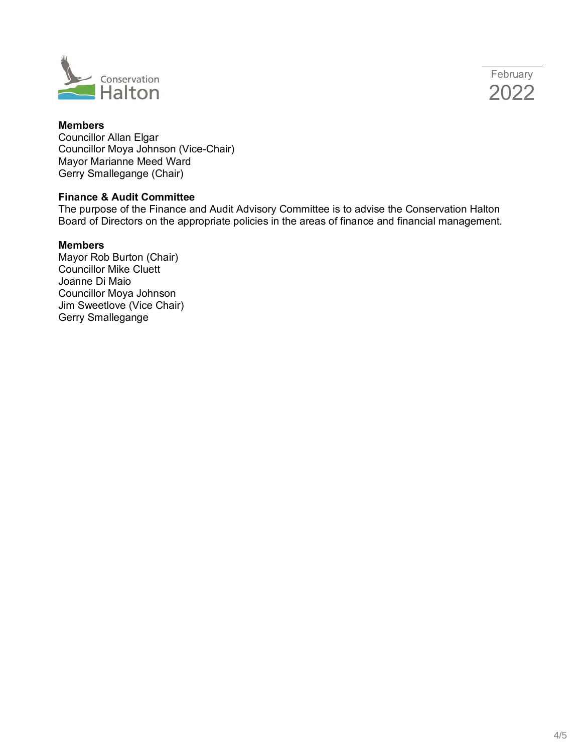**Members**
Councillor Allan Elgar
Councillor Moya Johnson (Vice-Chair)
Mayor Marianne Meed Ward
Gerry Smallegange (Chair)

**Finance & Audit Committee**
The purpose of the Finance and Audit Advisory Committee is to advise the Conservation Halton Board of Directors on the appropriate policies in the areas of finance and financial management.

**Members**
Mayor Rob Burton (Chair)
Councillor Mike Cluett
Joanne Di Maio
Councillor Moya Johnson
Jim Sweetlove (Vice Chair)
Gerry Smallegange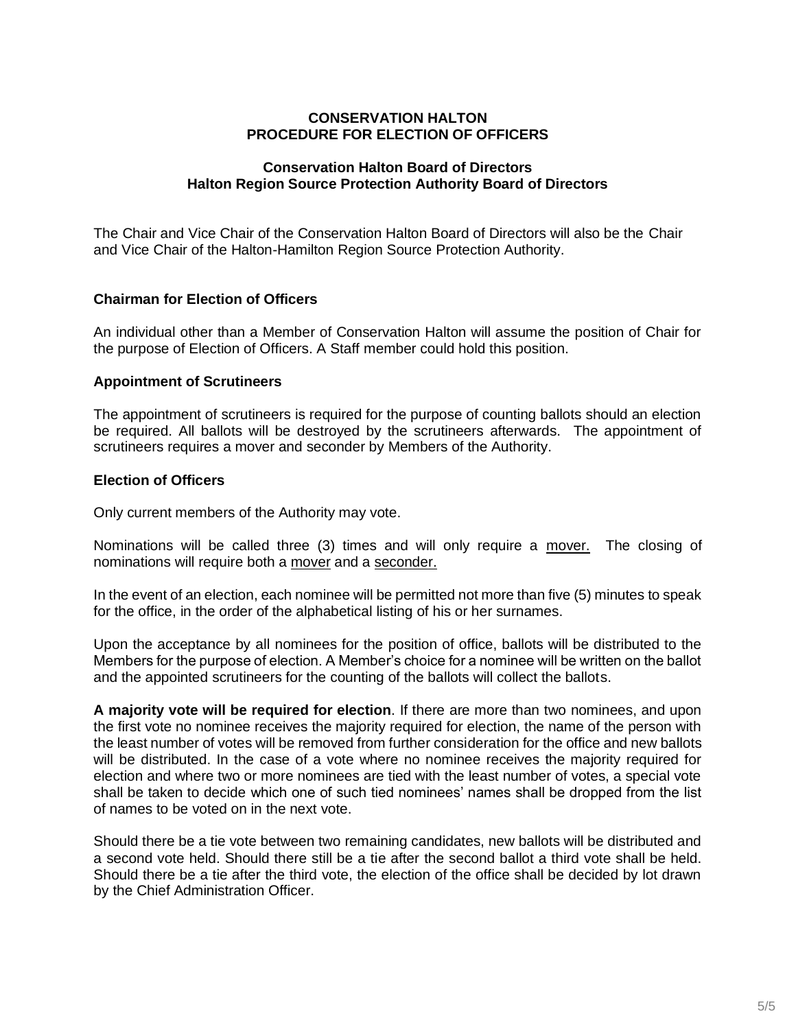# CONSERVATION HALTON
# PROCEDURE FOR ELECTION OF OFFICERS

## Conservation Halton Board of Directors
## Halton Region Source Protection Authority Board of Directors

The Chair and Vice Chair of the Conservation Halton Board of Directors will also be the Chair and Vice Chair of the Halton-Hamilton Region Source Protection Authority.

### Chairman for Election of Officers

An individual other than a Member of Conservation Halton will assume the position of Chair for the purpose of Election of Officers. A Staff member could hold this position.

### Appointment of Scrutineers

The appointment of scrutineers is required for the purpose of counting ballots should an election be required. All ballots will be destroyed by the scrutineers afterwards. The appointment of scrutineers requires a mover and seconder by Members of the Authority.

### Election of Officers

Only current members of the Authority may vote.

Nominations will be called three (3) times and will only require a <u>mover.</u> The closing of nominations will require both a <u>mover</u> and a <u>seconder.</u>

In the event of an election, each nominee will be permitted not more than five (5) minutes to speak for the office, in the order of the alphabetical listing of his or her surnames.

Upon the acceptance by all nominees for the position of office, ballots will be distributed to the Members for the purpose of election. A Member's choice for a nominee will be written on the ballot and the appointed scrutineers for the counting of the ballots will collect the ballots.

**A majority vote will be required for election**. If there are more than two nominees, and upon the first vote no nominee receives the majority required for election, the name of the person with the least number of votes will be removed from further consideration for the office and new ballots will be distributed. In the case of a vote where no nominee receives the majority required for election and where two or more nominees are tied with the least number of votes, a special vote shall be taken to decide which one of such tied nominees' names shall be dropped from the list of names to be voted on in the next vote.

Should there be a tie vote between two remaining candidates, new ballots will be distributed and a second vote held. Should there still be a tie after the second ballot a third vote shall be held. Should there be a tie after the third vote, the election of the office shall be decided by lot drawn by the Chief Administration Officer.